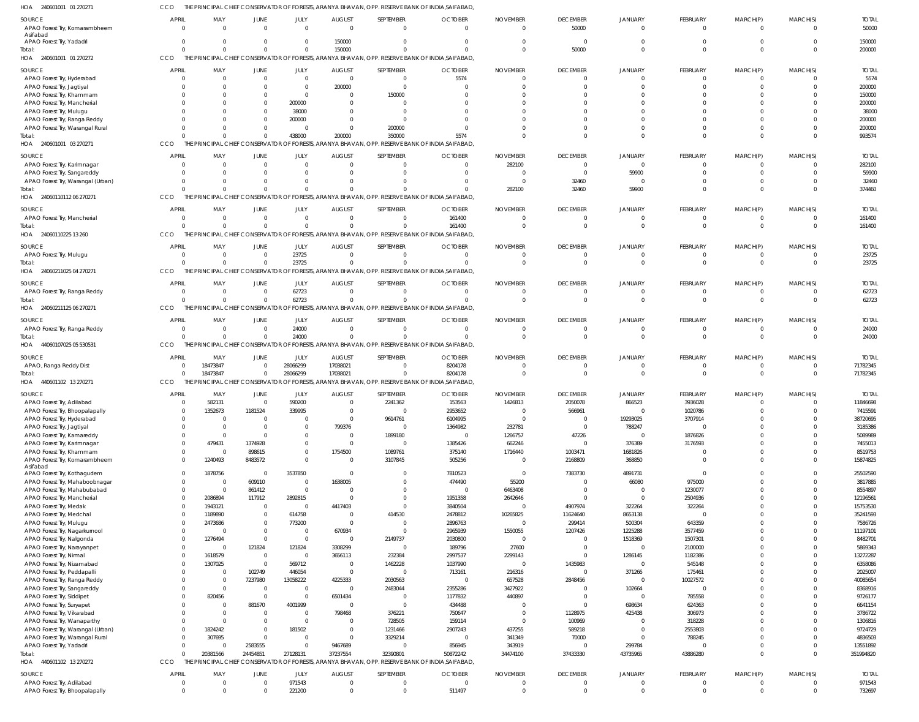HOA 240601001 01 270271 CCO THE PRINCIPAL CHIEF CONSERVATOR OF FORESTS, ARANYA BHAVAN, OPP. RESERVE BANK OF INDIA,SAIFABAD,

| SOURCE | APRIL | MAY | JUNE | JULY | AUGUST | SEPTEMBER | OCTOBER | NOVEMBER | DECEMBER | JANUARY | FEBRUARY | MARCH(P) | MARCH(S) | TOTAL |
|---|---|---|---|---|---|---|---|---|---|---|---|---|---|---|
| APAO Forest Try, Komarambheem Asifabad | 0 | 0 | 0 | 0 | 0 | 0 | 0 | 0 | 50000 | 0 | 0 | 0 | 0 | 50000 |
| APAO Forest Try, Yadadri | 0 | 0 | 0 | 0 | 150000 | 0 | 0 | 0 | 0 | 0 | 0 | 0 | 0 | 150000 |
| Total: | 0 | 0 | 0 | 0 | 150000 | 0 | 0 | 0 | 50000 | 0 | 0 | 0 | 0 | 200000 |

HOA 240601001 01 270272 CCO THE PRINCIPAL CHIEF CONSERVATOR OF FORESTS, ARANYA BHAVAN, OPP. RESERVE BANK OF INDIA,SAIFABAD,

| SOURCE | APRIL | MAY | JUNE | JULY | AUGUST | SEPTEMBER | OCTOBER | NOVEMBER | DECEMBER | JANUARY | FEBRUARY | MARCH(P) | MARCH(S) | TOTAL |
|---|---|---|---|---|---|---|---|---|---|---|---|---|---|---|
| APAO Forest Try, Hyderabad | 0 | 0 | 0 | 0 | 0 | 0 | 5574 | 0 | 0 | 0 | 0 | 0 | 0 | 5574 |
| APAO Forest Try, Jagtiyal | 0 | 0 | 0 | 0 | 200000 | 0 | 0 | 0 | 0 | 0 | 0 | 0 | 0 | 200000 |
| APAO Forest Try, Khammam | 0 | 0 | 0 | 0 | 0 | 150000 | 0 | 0 | 0 | 0 | 0 | 0 | 0 | 150000 |
| APAO Forest Try, Mancherial | 0 | 0 | 0 | 200000 | 0 | 0 | 0 | 0 | 0 | 0 | 0 | 0 | 0 | 200000 |
| APAO Forest Try, Mulugu | 0 | 0 | 0 | 38000 | 0 | 0 | 0 | 0 | 0 | 0 | 0 | 0 | 0 | 38000 |
| APAO Forest Try, Ranga Reddy | 0 | 0 | 0 | 200000 | 0 | 0 | 0 | 0 | 0 | 0 | 0 | 0 | 0 | 200000 |
| APAO Forest Try, Warangal Rural | 0 | 0 | 0 | 0 | 0 | 200000 | 0 | 0 | 0 | 0 | 0 | 0 | 0 | 200000 |
| Total: | 0 | 0 | 0 | 438000 | 200000 | 350000 | 5574 | 0 | 0 | 0 | 0 | 0 | 0 | 993574 |

HOA 240601001 03 270271 CCO THE PRINCIPAL CHIEF CONSERVATOR OF FORESTS, ARANYA BHAVAN, OPP. RESERVE BANK OF INDIA,SAIFABAD,

| SOURCE | APRIL | MAY | JUNE | JULY | AUGUST | SEPTEMBER | OCTOBER | NOVEMBER | DECEMBER | JANUARY | FEBRUARY | MARCH(P) | MARCH(S) | TOTAL |
|---|---|---|---|---|---|---|---|---|---|---|---|---|---|---|
| APAO Forest Try, Karimnagar | 0 | 0 | 0 | 0 | 0 | 0 | 0 | 282100 | 0 | 0 | 0 | 0 | 0 | 282100 |
| APAO Forest Try, Sangareddy | 0 | 0 | 0 | 0 | 0 | 0 | 0 | 0 | 0 | 59900 | 0 | 0 | 0 | 59900 |
| APAO Forest Try, Warangal (Urban) | 0 | 0 | 0 | 0 | 0 | 0 | 0 | 0 | 32460 | 0 | 0 | 0 | 0 | 32460 |
| Total: | 0 | 0 | 0 | 0 | 0 | 0 | 0 | 282100 | 32460 | 59900 | 0 | 0 | 0 | 374460 |

HOA 24060110112 06 270271 CCO THE PRINCIPAL CHIEF CONSERVATOR OF FORESTS, ARANYA BHAVAN, OPP. RESERVE BANK OF INDIA,SAIFABAD,

| SOURCE | APRIL | MAY | JUNE | JULY | AUGUST | SEPTEMBER | OCTOBER | NOVEMBER | DECEMBER | JANUARY | FEBRUARY | MARCH(P) | MARCH(S) | TOTAL |
|---|---|---|---|---|---|---|---|---|---|---|---|---|---|---|
| APAO Forest Try, Mancherial | 0 | 0 | 0 | 0 | 0 | 0 | 161400 | 0 | 0 | 0 | 0 | 0 | 0 | 161400 |
| Total: | 0 | 0 | 0 | 0 | 0 | 0 | 161400 | 0 | 0 | 0 | 0 | 0 | 0 | 161400 |

HOA 24060110225 13 260 CCO THE PRINCIPAL CHIEF CONSERVATOR OF FORESTS, ARANYA BHAVAN, OPP. RESERVE BANK OF INDIA,SAIFABAD,

| SOURCE | APRIL | MAY | JUNE | JULY | AUGUST | SEPTEMBER | OCTOBER | NOVEMBER | DECEMBER | JANUARY | FEBRUARY | MARCH(P) | MARCH(S) | TOTAL |
|---|---|---|---|---|---|---|---|---|---|---|---|---|---|---|
| APAO Forest Try, Mulugu | 0 | 0 | 0 | 23725 | 0 | 0 | 0 | 0 | 0 | 0 | 0 | 0 | 0 | 23725 |
| Total: | 0 | 0 | 0 | 23725 | 0 | 0 | 0 | 0 | 0 | 0 | 0 | 0 | 0 | 23725 |

HOA 24060211025 04 270271 CCO THE PRINCIPAL CHIEF CONSERVATOR OF FORESTS, ARANYA BHAVAN, OPP. RESERVE BANK OF INDIA,SAIFABAD,

| SOURCE | APRIL | MAY | JUNE | JULY | AUGUST | SEPTEMBER | OCTOBER | NOVEMBER | DECEMBER | JANUARY | FEBRUARY | MARCH(P) | MARCH(S) | TOTAL |
|---|---|---|---|---|---|---|---|---|---|---|---|---|---|---|
| APAO Forest Try, Ranga Reddy | 0 | 0 | 0 | 62723 | 0 | 0 | 0 | 0 | 0 | 0 | 0 | 0 | 0 | 62723 |
| Total: | 0 | 0 | 0 | 62723 | 0 | 0 | 0 | 0 | 0 | 0 | 0 | 0 | 0 | 62723 |

HOA 24060211125 06 270271 CCO THE PRINCIPAL CHIEF CONSERVATOR OF FORESTS, ARANYA BHAVAN, OPP. RESERVE BANK OF INDIA,SAIFABAD,

| SOURCE | APRIL | MAY | JUNE | JULY | AUGUST | SEPTEMBER | OCTOBER | NOVEMBER | DECEMBER | JANUARY | FEBRUARY | MARCH(P) | MARCH(S) | TOTAL |
|---|---|---|---|---|---|---|---|---|---|---|---|---|---|---|
| APAO Forest Try, Ranga Reddy | 0 | 0 | 0 | 24000 | 0 | 0 | 0 | 0 | 0 | 0 | 0 | 0 | 0 | 24000 |
| Total: | 0 | 0 | 0 | 24000 | 0 | 0 | 0 | 0 | 0 | 0 | 0 | 0 | 0 | 24000 |

HOA 44060107025 05 530531 CCO THE PRINCIPAL CHIEF CONSERVATOR OF FORESTS, ARANYA BHAVAN, OPP. RESERVE BANK OF INDIA,SAIFABAD,

| SOURCE | APRIL | MAY | JUNE | JULY | AUGUST | SEPTEMBER | OCTOBER | NOVEMBER | DECEMBER | JANUARY | FEBRUARY | MARCH(P) | MARCH(S) | TOTAL |
|---|---|---|---|---|---|---|---|---|---|---|---|---|---|---|
| APAO, Ranga Reddy Dist | 0 | 18473847 | 0 | 28066299 | 17038021 | 0 | 8204178 | 0 | 0 | 0 | 0 | 0 | 0 | 71782345 |
| Total: | 0 | 18473847 | 0 | 28066299 | 17038021 | 0 | 8204178 | 0 | 0 | 0 | 0 | 0 | 0 | 71782345 |

HOA 440601102 13 270271 CCO THE PRINCIPAL CHIEF CONSERVATOR OF FORESTS, ARANYA BHAVAN, OPP. RESERVE BANK OF INDIA,SAIFABAD,

| SOURCE | APRIL | MAY | JUNE | JULY | AUGUST | SEPTEMBER | OCTOBER | NOVEMBER | DECEMBER | JANUARY | FEBRUARY | MARCH(P) | MARCH(S) | TOTAL |
|---|---|---|---|---|---|---|---|---|---|---|---|---|---|---|
| APAO Forest Try, Adilabad | 0 | 582131 | 0 | 590200 | 0 | 2241362 | 153563 | 1426813 | 2050078 | 866523 | 3936028 | 0 | 0 | 11846698 |
| APAO Forest Try, Bhoopalapally | 0 | 1352673 | 1181524 | 339995 | 0 | 0 | 2953652 | 0 | 566961 | 0 | 1020786 | 0 | 0 | 7415591 |
| APAO Forest Try, Hyderabad | 0 | 0 | 0 | 0 | 0 | 9614761 | 6104995 | 0 | 0 | 19293025 | 3707914 | 0 | 0 | 38720695 |
| APAO Forest Try, Jagtiyal | 0 | 0 | 0 | 0 | 799376 | 0 | 1364982 | 232781 | 0 | 788247 | 0 | 0 | 0 | 3185386 |
| APAO Forest Try, Kamareddy | 0 | 0 | 0 | 0 | 0 | 1899180 | 0 | 1266757 | 47226 | 0 | 1876826 | 0 | 0 | 5089989 |
| APAO Forest Try, Karimnagar | 0 | 479431 | 1374928 | 0 | 0 | 0 | 1385426 | 662246 | 0 | 376389 | 3176593 | 0 | 0 | 7455013 |
| APAO Forest Try, Khammam | 0 | 0 | 898615 | 0 | 1754500 | 1089761 | 375140 | 1716440 | 1003471 | 1681826 | 0 | 0 | 0 | 8519753 |
| APAO Forest Try, Komarambheem Asifabad | 0 | 1240493 | 8483572 | 0 | 0 | 3107845 | 505256 | 0 | 2168809 | 368850 | 0 | 0 | 0 | 15874825 |
| APAO Forest Try, Kothagudem | 0 | 1878756 | 0 | 3537850 | 0 | 0 | 7810523 | 0 | 7383730 | 4891731 | 0 | 0 | 0 | 25502590 |
| APAO Forest Try, Mahaboobnagar | 0 | 0 | 609110 | 0 | 1638005 | 0 | 474490 | 55200 | 0 | 66080 | 975000 | 0 | 0 | 3817885 |
| APAO Forest Try, Mahabubabad | 0 | 0 | 861412 | 0 | 0 | 0 | 0 | 6463408 | 0 | 0 | 1230077 | 0 | 0 | 8554897 |
| APAO Forest Try, Mancherial | 0 | 2086894 | 117912 | 2892815 | 0 | 0 | 1951358 | 2642646 | 0 | 0 | 2504936 | 0 | 0 | 12196561 |
| APAO Forest Try, Medak | 0 | 1943121 | 0 | 0 | 4417403 | 0 | 3840504 | 0 | 4907974 | 322264 | 322264 | 0 | 0 | 15753530 |
| APAO Forest Try, Medchal | 0 | 1189890 | 0 | 614758 | 0 | 414530 | 2478812 | 10265825 | 11624640 | 8653138 | 0 | 0 | 0 | 35241593 |
| APAO Forest Try, Mulugu | 0 | 2473686 | 0 | 773200 | 0 | 0 | 2896763 | 0 | 299414 | 500304 | 643359 | 0 | 0 | 7586726 |
| APAO Forest Try, Nagarkurnool | 0 | 0 | 0 | 0 | 670934 | 0 | 2965939 | 1550055 | 1207426 | 1225288 | 3577459 | 0 | 0 | 11197101 |
| APAO Forest Try, Nalgonda | 0 | 1276494 | 0 | 0 | 0 | 2149737 | 2030800 | 0 | 0 | 1518369 | 1507301 | 0 | 0 | 8482701 |
| APAO Forest Try, Narayanpet | 0 | 0 | 121824 | 121824 | 3308299 | 0 | 189796 | 27600 | 0 | 0 | 2100000 | 0 | 0 | 5869343 |
| APAO Forest Try, Nirmal | 0 | 1618579 | 0 | 0 | 3656113 | 232384 | 2997537 | 2299143 | 0 | 1286145 | 1182386 | 0 | 0 | 13272287 |
| APAO Forest Try, Nizamabad | 0 | 1307025 | 0 | 569712 | 0 | 1462228 | 1037990 | 0 | 1435983 | 0 | 545148 | 0 | 0 | 6358086 |
| APAO Forest Try, Peddapalli | 0 | 0 | 102749 | 446054 | 0 | 0 | 713161 | 216316 | 0 | 371266 | 175461 | 0 | 0 | 2025007 |
| APAO Forest Try, Ranga Reddy | 0 | 0 | 7237980 | 13058222 | 4225333 | 2030563 | 0 | 657528 | 2848456 | 0 | 10027572 | 0 | 0 | 40085654 |
| APAO Forest Try, Sangareddy | 0 | 0 | 0 | 0 | 0 | 2483044 | 2355286 | 3427922 | 0 | 102664 | 0 | 0 | 0 | 8368916 |
| APAO Forest Try, Siddipet | 0 | 820456 | 0 | 0 | 6501434 | 0 | 1177832 | 440897 | 0 | 0 | 785558 | 0 | 0 | 9726177 |
| APAO Forest Try, Suryapet | 0 | 0 | 881670 | 4001999 | 0 | 0 | 434488 | 0 | 0 | 698634 | 624363 | 0 | 0 | 6641154 |
| APAO Forest Try, Vikarabad | 0 | 0 | 0 | 0 | 798468 | 376221 | 750647 | 0 | 1128975 | 425438 | 306973 | 0 | 0 | 3786722 |
| APAO Forest Try, Wanaparthy | 0 | 0 | 0 | 0 | 0 | 728505 | 159114 | 0 | 100969 | 0 | 318228 | 0 | 0 | 1306816 |
| APAO Forest Try, Warangal (Urban) | 0 | 1824242 | 0 | 181502 | 0 | 1231466 | 2907243 | 437255 | 589218 | 0 | 2553803 | 0 | 0 | 9724729 |
| APAO Forest Try, Warangal Rural | 0 | 307695 | 0 | 0 | 0 | 3329214 | 0 | 341349 | 70000 | 0 | 788245 | 0 | 0 | 4836503 |
| APAO Forest Try, Yadadri | 0 | 0 | 2583555 | 0 | 9467689 | 0 | 856945 | 343919 | 0 | 299784 | 0 | 0 | 0 | 13551892 |
| Total: | 0 | 20381566 | 24454851 | 27128131 | 37237554 | 32390801 | 50872242 | 34474100 | 37433330 | 43735965 | 43886280 | 0 | 0 | 351994820 |

HOA 440601102 13 270272 CCO THE PRINCIPAL CHIEF CONSERVATOR OF FORESTS, ARANYA BHAVAN, OPP. RESERVE BANK OF INDIA,SAIFABAD,

| SOURCE | APRIL | MAY | JUNE | JULY | AUGUST | SEPTEMBER | OCTOBER | NOVEMBER | DECEMBER | JANUARY | FEBRUARY | MARCH(P) | MARCH(S) | TOTAL |
|---|---|---|---|---|---|---|---|---|---|---|---|---|---|---|
| APAO Forest Try, Adilabad | 0 | 0 | 0 | 971543 | 0 | 0 | 0 | 0 | 0 | 0 | 0 | 0 | 0 | 971543 |
| APAO Forest Try, Bhoopalapally | 0 | 0 | 0 | 221200 | 0 | 0 | 511497 | 0 | 0 | 0 | 0 | 0 | 0 | 732697 |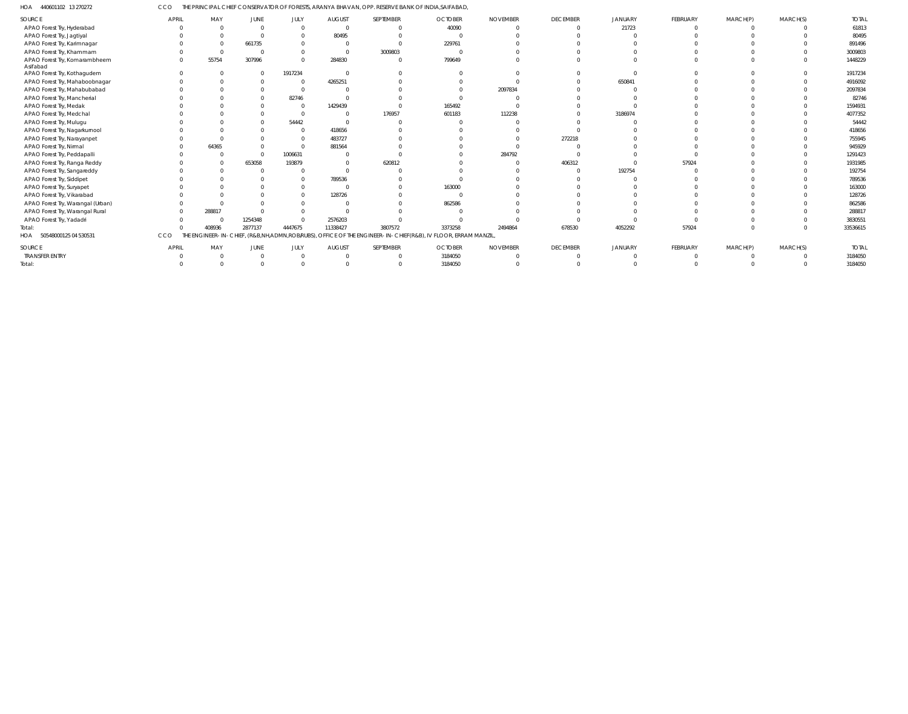HOA 440601102 13 270272 CCO THE PRINCIPAL CHIEF CONSERVATOR OF FORESTS, ARANYA BHAVAN, OPP. RESERVE BANK OF INDIA,SAIFABAD,

| SOURCE | APRIL | MAY | JUNE | JULY | AUGUST | SEPTEMBER | OCTOBER | NOVEMBER | DECEMBER | JANUARY | FEBRUARY | MARCH(P) | MARCH(S) | TOTAL |
|---|---|---|---|---|---|---|---|---|---|---|---|---|---|---|
| APAO Forest Try, Hyderabad | 0 | 0 | 0 | 0 | 0 | 0 | 40090 | 0 | 0 | 21723 | 0 | 0 | 0 | 61813 |
| APAO Forest Try, Jagtiyal | 0 | 0 | 0 | 0 | 80495 | 0 | 0 | 0 | 0 | 0 | 0 | 0 | 0 | 80495 |
| APAO Forest Try, Karimnagar | 0 | 0 | 661735 | 0 | 0 | 0 | 229761 | 0 | 0 | 0 | 0 | 0 | 0 | 891496 |
| APAO Forest Try, Khammam | 0 | 0 | 0 | 0 | 0 | 3009803 | 0 | 0 | 0 | 0 | 0 | 0 | 0 | 3009803 |
| APAO Forest Try, Komarambheem Asifabad | 0 | 55754 | 307996 | 0 | 284830 | 0 | 799649 | 0 | 0 | 0 | 0 | 0 | 0 | 1448229 |
| APAO Forest Try, Kothagudem | 0 | 0 | 0 | 1917234 | 0 | 0 | 0 | 0 | 0 | 0 | 0 | 0 | 0 | 1917234 |
| APAO Forest Try, Mahaboobnagar | 0 | 0 | 0 | 0 | 4265251 | 0 | 0 | 0 | 0 | 650841 | 0 | 0 | 0 | 4916092 |
| APAO Forest Try, Mahabubabad | 0 | 0 | 0 | 0 | 0 | 0 | 0 | 2097834 | 0 | 0 | 0 | 0 | 0 | 2097834 |
| APAO Forest Try, Mancherial | 0 | 0 | 0 | 82746 | 0 | 0 | 0 | 0 | 0 | 0 | 0 | 0 | 0 | 82746 |
| APAO Forest Try, Medak | 0 | 0 | 0 | 0 | 1429439 | 0 | 165492 | 0 | 0 | 0 | 0 | 0 | 0 | 1594931 |
| APAO Forest Try, Medchal | 0 | 0 | 0 | 0 | 0 | 176957 | 601183 | 112238 | 0 | 3186974 | 0 | 0 | 0 | 4077352 |
| APAO Forest Try, Mulugu | 0 | 0 | 0 | 54442 | 0 | 0 | 0 | 0 | 0 | 0 | 0 | 0 | 0 | 54442 |
| APAO Forest Try, Nagarkurnool | 0 | 0 | 0 | 0 | 418656 | 0 | 0 | 0 | 0 | 0 | 0 | 0 | 0 | 418656 |
| APAO Forest Try, Narayanpet | 0 | 0 | 0 | 0 | 483727 | 0 | 0 | 0 | 272218 | 0 | 0 | 0 | 0 | 755945 |
| APAO Forest Try, Nirmal | 0 | 64365 | 0 | 0 | 881564 | 0 | 0 | 0 | 0 | 0 | 0 | 0 | 0 | 945929 |
| APAO Forest Try, Peddapalli | 0 | 0 | 0 | 1006631 | 0 | 0 | 0 | 284792 | 0 | 0 | 0 | 0 | 0 | 1291423 |
| APAO Forest Try, Ranga Reddy | 0 | 0 | 653058 | 193879 | 0 | 620812 | 0 | 0 | 406312 | 0 | 57924 | 0 | 0 | 1931985 |
| APAO Forest Try, Sangareddy | 0 | 0 | 0 | 0 | 0 | 0 | 0 | 0 | 0 | 192754 | 0 | 0 | 0 | 192754 |
| APAO Forest Try, Siddipet | 0 | 0 | 0 | 0 | 789536 | 0 | 0 | 0 | 0 | 0 | 0 | 0 | 0 | 789536 |
| APAO Forest Try, Suryapet | 0 | 0 | 0 | 0 | 0 | 0 | 163000 | 0 | 0 | 0 | 0 | 0 | 0 | 163000 |
| APAO Forest Try, Vikarabad | 0 | 0 | 0 | 0 | 128726 | 0 | 0 | 0 | 0 | 0 | 0 | 0 | 0 | 128726 |
| APAO Forest Try, Warangal (Urban) | 0 | 0 | 0 | 0 | 0 | 0 | 862586 | 0 | 0 | 0 | 0 | 0 | 0 | 862586 |
| APAO Forest Try, Warangal Rural | 0 | 288817 | 0 | 0 | 0 | 0 | 0 | 0 | 0 | 0 | 0 | 0 | 0 | 288817 |
| APAO Forest Try, Yadadri | 0 | 0 | 1254348 | 0 | 2576203 | 0 | 0 | 0 | 0 | 0 | 0 | 0 | 0 | 3830551 |
| Total: | 0 | 408936 | 2877137 | 4447675 | 11338427 | 3807572 | 3373258 | 2494864 | 678530 | 4052292 | 57924 | 0 | 0 | 33536615 |

HOA 50548000125 04 530531 CCO THE ENGINEER-IN-CHIEF, (R&B,NH,ADMN,ROB/RUBS), OFFICE OF THE ENGINEER-IN-CHIEF(R&B), IV FLOOR, ERRAM MANZIL,

| SOURCE | APRIL | MAY | JUNE | JULY | AUGUST | SEPTEMBER | OCTOBER | NOVEMBER | DECEMBER | JANUARY | FEBRUARY | MARCH(P) | MARCH(S) | TOTAL |
|---|---|---|---|---|---|---|---|---|---|---|---|---|---|---|
| TRANSFER ENTRY | 0 | 0 | 0 | 0 | 0 | 0 | 3184050 | 0 | 0 | 0 | 0 | 0 | 0 | 3184050 |
| Total: | 0 | 0 | 0 | 0 | 0 | 0 | 3184050 | 0 | 0 | 0 | 0 | 0 | 0 | 3184050 |